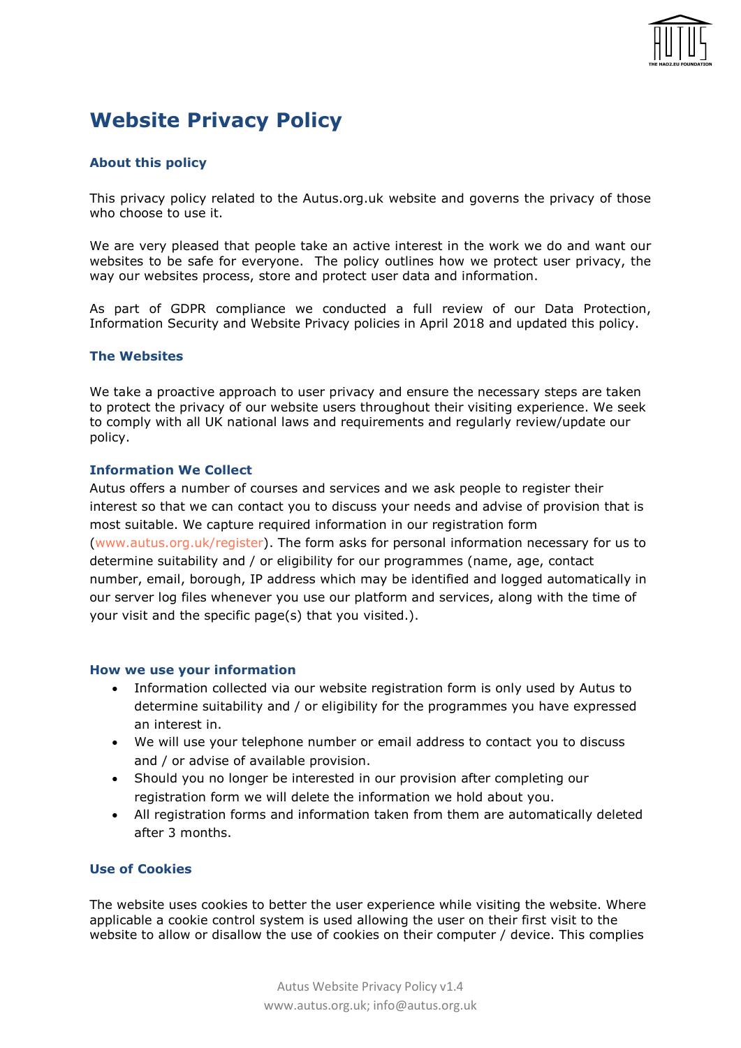# Website Privacy Policy

### About this policy

This privacy policy related to the Autus.org.uk website and governs the privacy of those who choose to use it.

We are very pleased that people take an active interest in the work we do and want our websites to be safe for everyone. The policy outlines how we protect user privacy, the way our websites process, store and protect user data and information.

As part of GDPR compliance we conducted a full review of our Data Protection, Information Security and Website Privacy policies in April 2018 and updated this policy.

### The Websites

We take a proactive approach to user privacy and ensure the necessary steps are taken to protect the privacy of our website users throughout their visiting experience. We seek to comply with all UK national laws and requirements and regularly review/update our policy.

### Information We Collect

Autus offers a number of courses and services and we ask people to register their interest so that we can contact you to discuss your needs and advise of provision that is most suitable. We capture required information in our registration form (www.autus.org.uk/register). The form asks for personal information necessary for us to determine suitability and / or eligibility for our programmes (name, age, contact number, email, borough, IP address which may be identified and logged automatically in our server log files whenever you use our platform and services, along with the time of your visit and the specific page(s) that you visited.).

### How we use your information

- Information collected via our website registration form is only used by Autus to determine suitability and / or eligibility for the programmes you have expressed an interest in.
- We will use your telephone number or email address to contact you to discuss and / or advise of available provision.
- Should you no longer be interested in our provision after completing our registration form we will delete the information we hold about you.
- All registration forms and information taken from them are automatically deleted after 3 months.

### Use of Cookies

The website uses cookies to better the user experience while visiting the website. Where applicable a cookie control system is used allowing the user on their first visit to the website to allow or disallow the use of cookies on their computer / device. This complies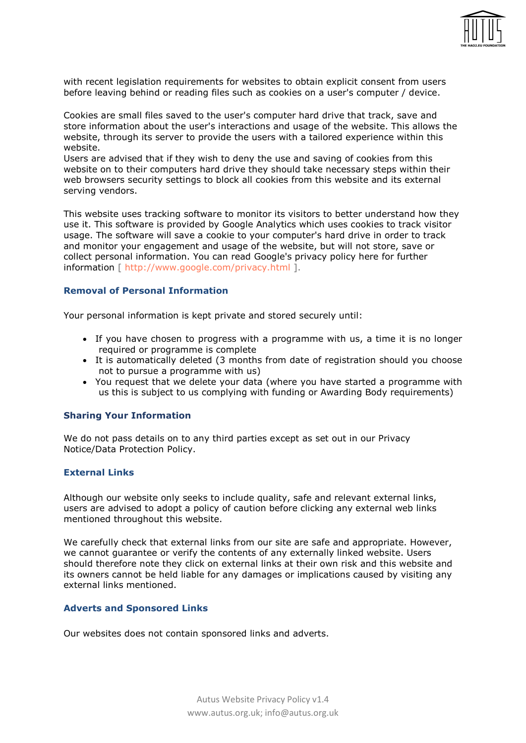with recent legislation requirements for websites to obtain explicit consent from users before leaving behind or reading files such as cookies on a user's computer / device.

Cookies are small files saved to the user's computer hard drive that track, save and store information about the user's interactions and usage of the website. This allows the website, through its server to provide the users with a tailored experience within this website.
Users are advised that if they wish to deny the use and saving of cookies from this website on to their computers hard drive they should take necessary steps within their web browsers security settings to block all cookies from this website and its external serving vendors.

This website uses tracking software to monitor its visitors to better understand how they use it. This software is provided by Google Analytics which uses cookies to track visitor usage. The software will save a cookie to your computer's hard drive in order to track and monitor your engagement and usage of the website, but will not store, save or collect personal information. You can read Google's privacy policy here for further information [ http://www.google.com/privacy.html ].

### Removal of Personal Information

Your personal information is kept private and stored securely until:

- If you have chosen to progress with a programme with us, a time it is no longer required or programme is complete
- It is automatically deleted (3 months from date of registration should you choose not to pursue a programme with us)
- You request that we delete your data (where you have started a programme with us this is subject to us complying with funding or Awarding Body requirements)

### Sharing Your Information

We do not pass details on to any third parties except as set out in our Privacy Notice/Data Protection Policy.

### External Links

Although our website only seeks to include quality, safe and relevant external links, users are advised to adopt a policy of caution before clicking any external web links mentioned throughout this website.

We carefully check that external links from our site are safe and appropriate. However, we cannot guarantee or verify the contents of any externally linked website. Users should therefore note they click on external links at their own risk and this website and its owners cannot be held liable for any damages or implications caused by visiting any external links mentioned.

### Adverts and Sponsored Links

Our websites does not contain sponsored links and adverts.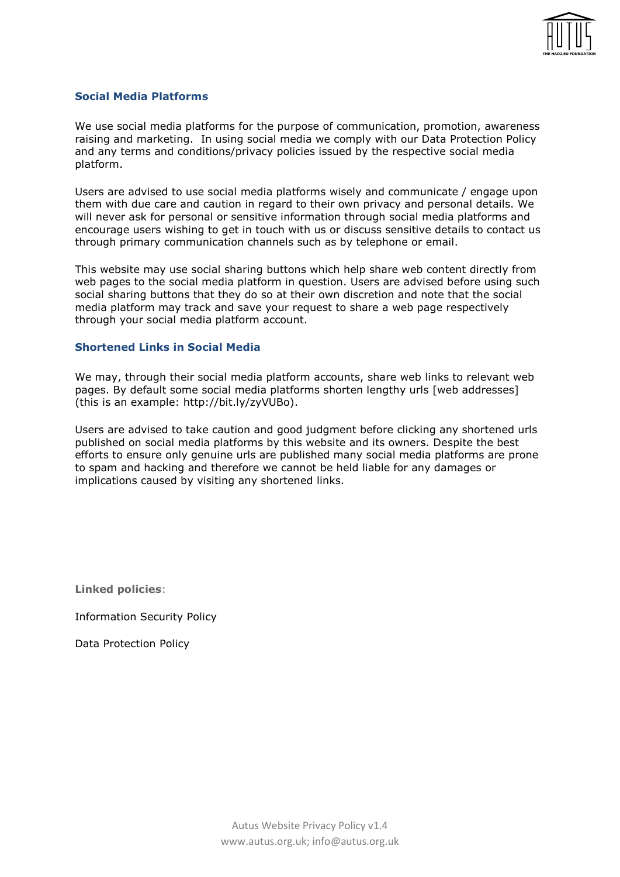## Social Media Platforms

We use social media platforms for the purpose of communication, promotion, awareness raising and marketing. In using social media we comply with our Data Protection Policy and any terms and conditions/privacy policies issued by the respective social media platform.

Users are advised to use social media platforms wisely and communicate / engage upon them with due care and caution in regard to their own privacy and personal details. We will never ask for personal or sensitive information through social media platforms and encourage users wishing to get in touch with us or discuss sensitive details to contact us through primary communication channels such as by telephone or email.

This website may use social sharing buttons which help share web content directly from web pages to the social media platform in question. Users are advised before using such social sharing buttons that they do so at their own discretion and note that the social media platform may track and save your request to share a web page respectively through your social media platform account.

## Shortened Links in Social Media

We may, through their social media platform accounts, share web links to relevant web pages. By default some social media platforms shorten lengthy urls [web addresses] (this is an example: http://bit.ly/zyVUBo).

Users are advised to take caution and good judgment before clicking any shortened urls published on social media platforms by this website and its owners. Despite the best efforts to ensure only genuine urls are published many social media platforms are prone to spam and hacking and therefore we cannot be held liable for any damages or implications caused by visiting any shortened links.

**Linked policies**:

Information Security Policy

Data Protection Policy